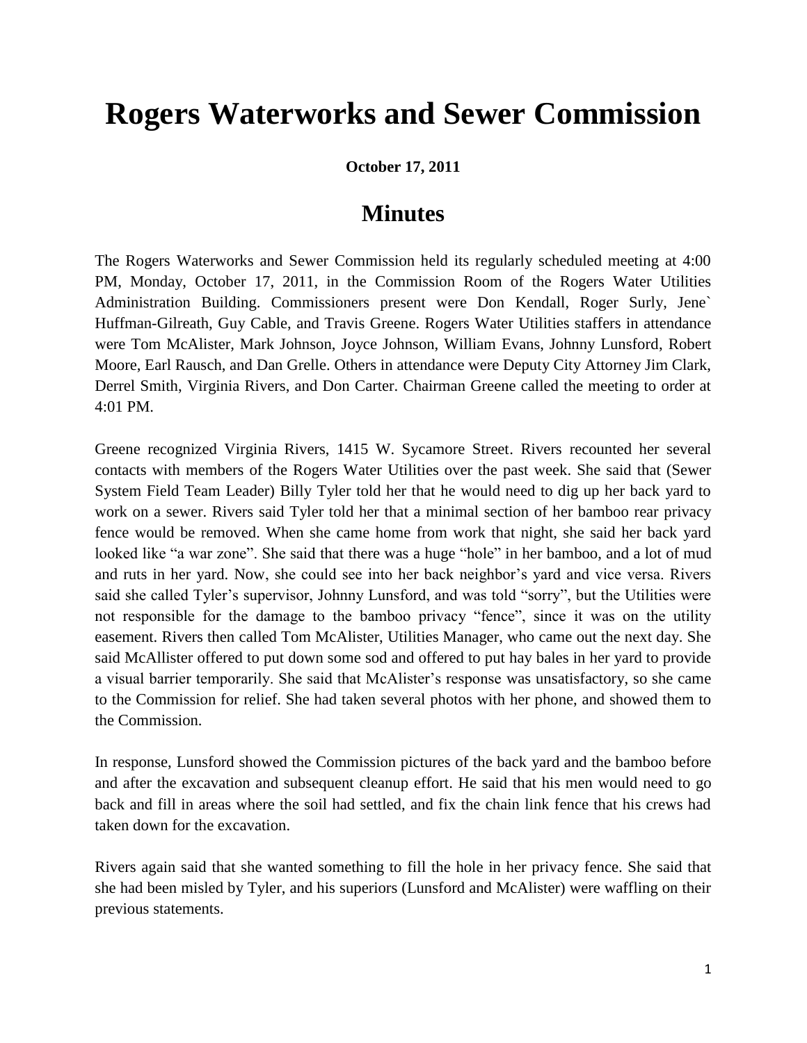# Rogers Waterworks and Sewer Commission

**October 17, 2011**

## Minutes

The Rogers Waterworks and Sewer Commission held its regularly scheduled meeting at 4:00 PM, Monday, October 17, 2011, in the Commission Room of the Rogers Water Utilities Administration Building. Commissioners present were Don Kendall, Roger Surly, Jene` Huffman-Gilreath, Guy Cable, and Travis Greene. Rogers Water Utilities staffers in attendance were Tom McAlister, Mark Johnson, Joyce Johnson, William Evans, Johnny Lunsford, Robert Moore, Earl Rausch, and Dan Grelle. Others in attendance were Deputy City Attorney Jim Clark, Derrel Smith, Virginia Rivers, and Don Carter. Chairman Greene called the meeting to order at 4:01 PM.

Greene recognized Virginia Rivers, 1415 W. Sycamore Street. Rivers recounted her several contacts with members of the Rogers Water Utilities over the past week. She said that (Sewer System Field Team Leader) Billy Tyler told her that he would need to dig up her back yard to work on a sewer. Rivers said Tyler told her that a minimal section of her bamboo rear privacy fence would be removed. When she came home from work that night, she said her back yard looked like "a war zone". She said that there was a huge "hole" in her bamboo, and a lot of mud and ruts in her yard. Now, she could see into her back neighbor's yard and vice versa. Rivers said she called Tyler's supervisor, Johnny Lunsford, and was told "sorry", but the Utilities were not responsible for the damage to the bamboo privacy "fence", since it was on the utility easement. Rivers then called Tom McAlister, Utilities Manager, who came out the next day. She said McAllister offered to put down some sod and offered to put hay bales in her yard to provide a visual barrier temporarily. She said that McAlister's response was unsatisfactory, so she came to the Commission for relief. She had taken several photos with her phone, and showed them to the Commission.

In response, Lunsford showed the Commission pictures of the back yard and the bamboo before and after the excavation and subsequent cleanup effort. He said that his men would need to go back and fill in areas where the soil had settled, and fix the chain link fence that his crews had taken down for the excavation.

Rivers again said that she wanted something to fill the hole in her privacy fence. She said that she had been misled by Tyler, and his superiors (Lunsford and McAlister) were waffling on their previous statements.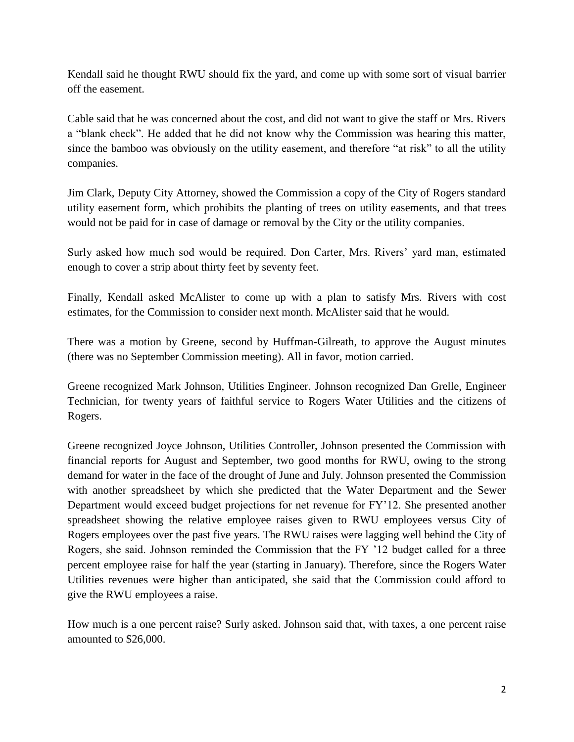Kendall said he thought RWU should fix the yard, and come up with some sort of visual barrier off the easement.

Cable said that he was concerned about the cost, and did not want to give the staff or Mrs. Rivers a "blank check". He added that he did not know why the Commission was hearing this matter, since the bamboo was obviously on the utility easement, and therefore "at risk" to all the utility companies.

Jim Clark, Deputy City Attorney, showed the Commission a copy of the City of Rogers standard utility easement form, which prohibits the planting of trees on utility easements, and that trees would not be paid for in case of damage or removal by the City or the utility companies.

Surly asked how much sod would be required. Don Carter, Mrs. Rivers' yard man, estimated enough to cover a strip about thirty feet by seventy feet.

Finally, Kendall asked McAlister to come up with a plan to satisfy Mrs. Rivers with cost estimates, for the Commission to consider next month. McAlister said that he would.

There was a motion by Greene, second by Huffman-Gilreath, to approve the August minutes (there was no September Commission meeting). All in favor, motion carried.

Greene recognized Mark Johnson, Utilities Engineer. Johnson recognized Dan Grelle, Engineer Technician, for twenty years of faithful service to Rogers Water Utilities and the citizens of Rogers.

Greene recognized Joyce Johnson, Utilities Controller, Johnson presented the Commission with financial reports for August and September, two good months for RWU, owing to the strong demand for water in the face of the drought of June and July. Johnson presented the Commission with another spreadsheet by which she predicted that the Water Department and the Sewer Department would exceed budget projections for net revenue for FY'12. She presented another spreadsheet showing the relative employee raises given to RWU employees versus City of Rogers employees over the past five years. The RWU raises were lagging well behind the City of Rogers, she said. Johnson reminded the Commission that the FY '12 budget called for a three percent employee raise for half the year (starting in January). Therefore, since the Rogers Water Utilities revenues were higher than anticipated, she said that the Commission could afford to give the RWU employees a raise.

How much is a one percent raise? Surly asked. Johnson said that, with taxes, a one percent raise amounted to $26,000.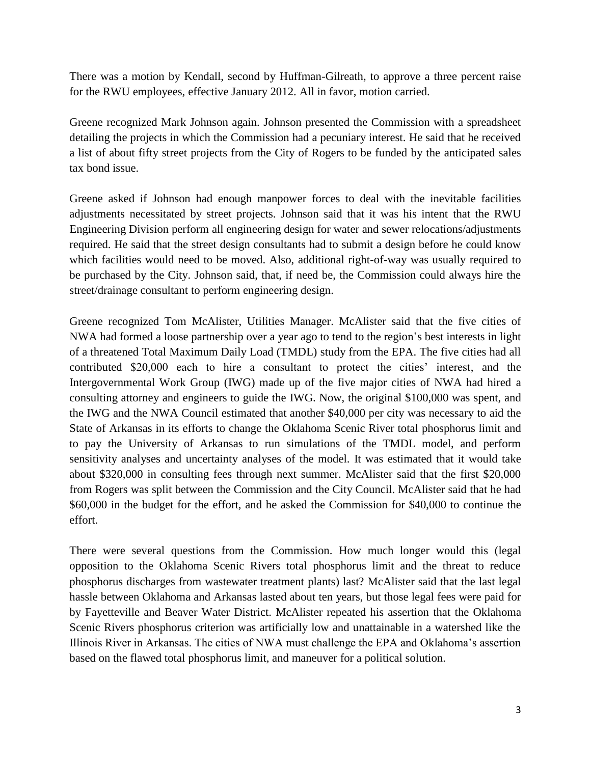There was a motion by Kendall, second by Huffman-Gilreath, to approve a three percent raise for the RWU employees, effective January 2012. All in favor, motion carried.

Greene recognized Mark Johnson again. Johnson presented the Commission with a spreadsheet detailing the projects in which the Commission had a pecuniary interest. He said that he received a list of about fifty street projects from the City of Rogers to be funded by the anticipated sales tax bond issue.

Greene asked if Johnson had enough manpower forces to deal with the inevitable facilities adjustments necessitated by street projects. Johnson said that it was his intent that the RWU Engineering Division perform all engineering design for water and sewer relocations/adjustments required. He said that the street design consultants had to submit a design before he could know which facilities would need to be moved. Also, additional right-of-way was usually required to be purchased by the City. Johnson said, that, if need be, the Commission could always hire the street/drainage consultant to perform engineering design.

Greene recognized Tom McAlister, Utilities Manager. McAlister said that the five cities of NWA had formed a loose partnership over a year ago to tend to the region's best interests in light of a threatened Total Maximum Daily Load (TMDL) study from the EPA. The five cities had all contributed $20,000 each to hire a consultant to protect the cities' interest, and the Intergovernmental Work Group (IWG) made up of the five major cities of NWA had hired a consulting attorney and engineers to guide the IWG. Now, the original $100,000 was spent, and the IWG and the NWA Council estimated that another $40,000 per city was necessary to aid the State of Arkansas in its efforts to change the Oklahoma Scenic River total phosphorus limit and to pay the University of Arkansas to run simulations of the TMDL model, and perform sensitivity analyses and uncertainty analyses of the model. It was estimated that it would take about $320,000 in consulting fees through next summer. McAlister said that the first $20,000 from Rogers was split between the Commission and the City Council. McAlister said that he had $60,000 in the budget for the effort, and he asked the Commission for $40,000 to continue the effort.

There were several questions from the Commission. How much longer would this (legal opposition to the Oklahoma Scenic Rivers total phosphorus limit and the threat to reduce phosphorus discharges from wastewater treatment plants) last? McAlister said that the last legal hassle between Oklahoma and Arkansas lasted about ten years, but those legal fees were paid for by Fayetteville and Beaver Water District. McAlister repeated his assertion that the Oklahoma Scenic Rivers phosphorus criterion was artificially low and unattainable in a watershed like the Illinois River in Arkansas. The cities of NWA must challenge the EPA and Oklahoma's assertion based on the flawed total phosphorus limit, and maneuver for a political solution.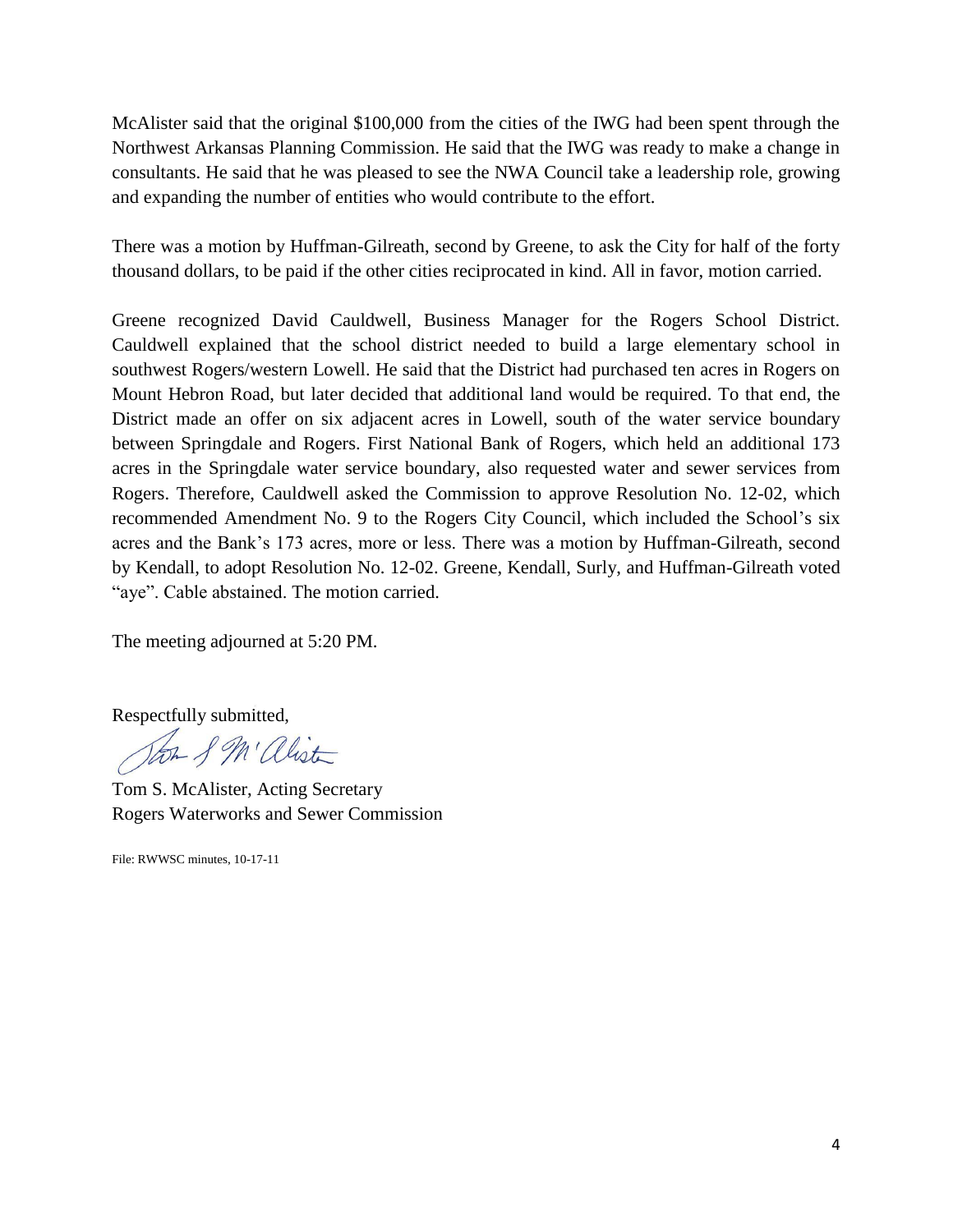McAlister said that the original $100,000 from the cities of the IWG had been spent through the Northwest Arkansas Planning Commission. He said that the IWG was ready to make a change in consultants. He said that he was pleased to see the NWA Council take a leadership role, growing and expanding the number of entities who would contribute to the effort.

There was a motion by Huffman-Gilreath, second by Greene, to ask the City for half of the forty thousand dollars, to be paid if the other cities reciprocated in kind. All in favor, motion carried.

Greene recognized David Cauldwell, Business Manager for the Rogers School District. Cauldwell explained that the school district needed to build a large elementary school in southwest Rogers/western Lowell. He said that the District had purchased ten acres in Rogers on Mount Hebron Road, but later decided that additional land would be required. To that end, the District made an offer on six adjacent acres in Lowell, south of the water service boundary between Springdale and Rogers. First National Bank of Rogers, which held an additional 173 acres in the Springdale water service boundary, also requested water and sewer services from Rogers. Therefore, Cauldwell asked the Commission to approve Resolution No. 12-02, which recommended Amendment No. 9 to the Rogers City Council, which included the School's six acres and the Bank's 173 acres, more or less. There was a motion by Huffman-Gilreath, second by Kendall, to adopt Resolution No. 12-02. Greene, Kendall, Surly, and Huffman-Gilreath voted "aye". Cable abstained. The motion carried.

The meeting adjourned at 5:20 PM.

Respectfully submitted,

Tom S. McAlister, Acting Secretary
Rogers Waterworks and Sewer Commission

File: RWWSC minutes, 10-17-11